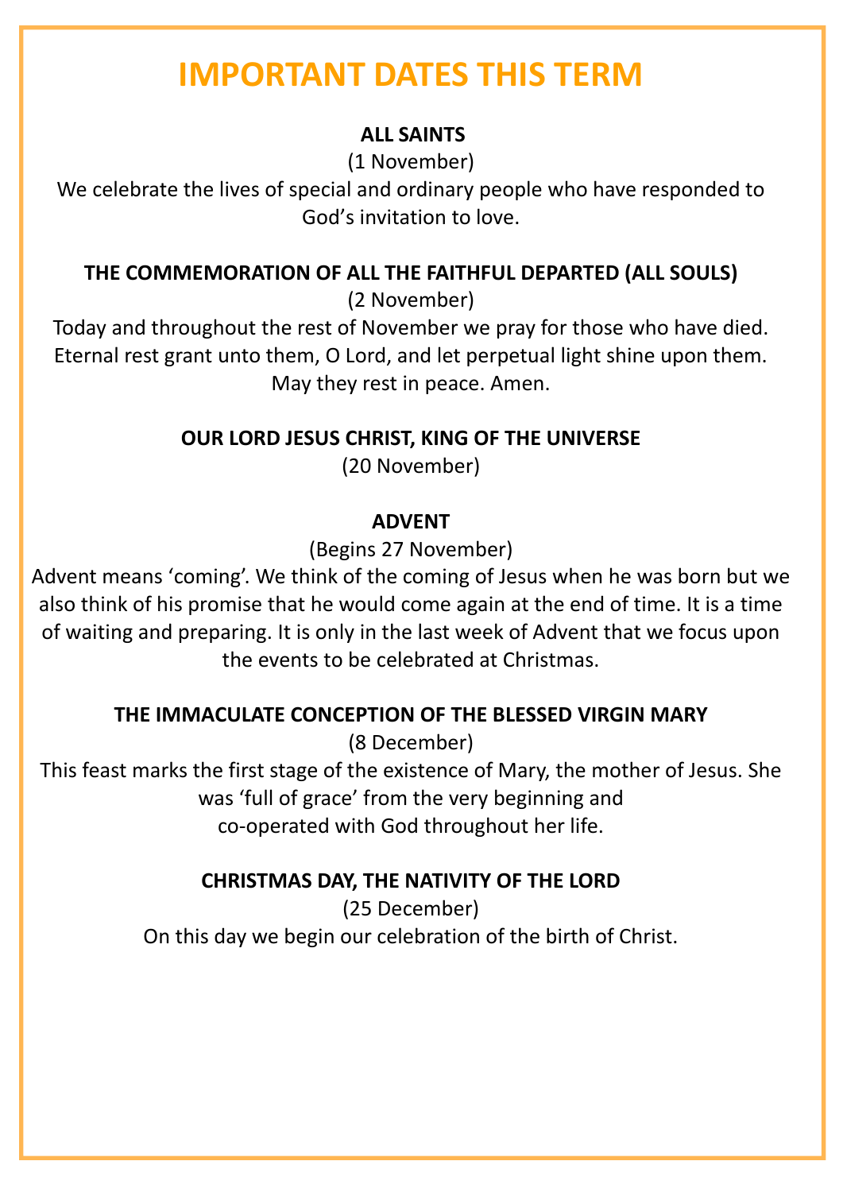# IMPORTANT DATES THIS TERM

**ALL SAINTS**

(1 November)

We celebrate the lives of special and ordinary people who have responded to God's invitation to love.

**THE COMMEMORATION OF ALL THE FAITHFUL DEPARTED (ALL SOULS)**

(2 November)

Today and throughout the rest of November we pray for those who have died. Eternal rest grant unto them, O Lord, and let perpetual light shine upon them. May they rest in peace. Amen.

**OUR LORD JESUS CHRIST, KING OF THE UNIVERSE**

(20 November)

**ADVENT**

(Begins 27 November)

Advent means 'coming'. We think of the coming of Jesus when he was born but we also think of his promise that he would come again at the end of time. It is a time of waiting and preparing. It is only in the last week of Advent that we focus upon the events to be celebrated at Christmas.

**THE IMMACULATE CONCEPTION OF THE BLESSED VIRGIN MARY**

(8 December)

This feast marks the first stage of the existence of Mary, the mother of Jesus. She was 'full of grace' from the very beginning and co-operated with God throughout her life.

**CHRISTMAS DAY, THE NATIVITY OF THE LORD**

(25 December)

On this day we begin our celebration of the birth of Christ.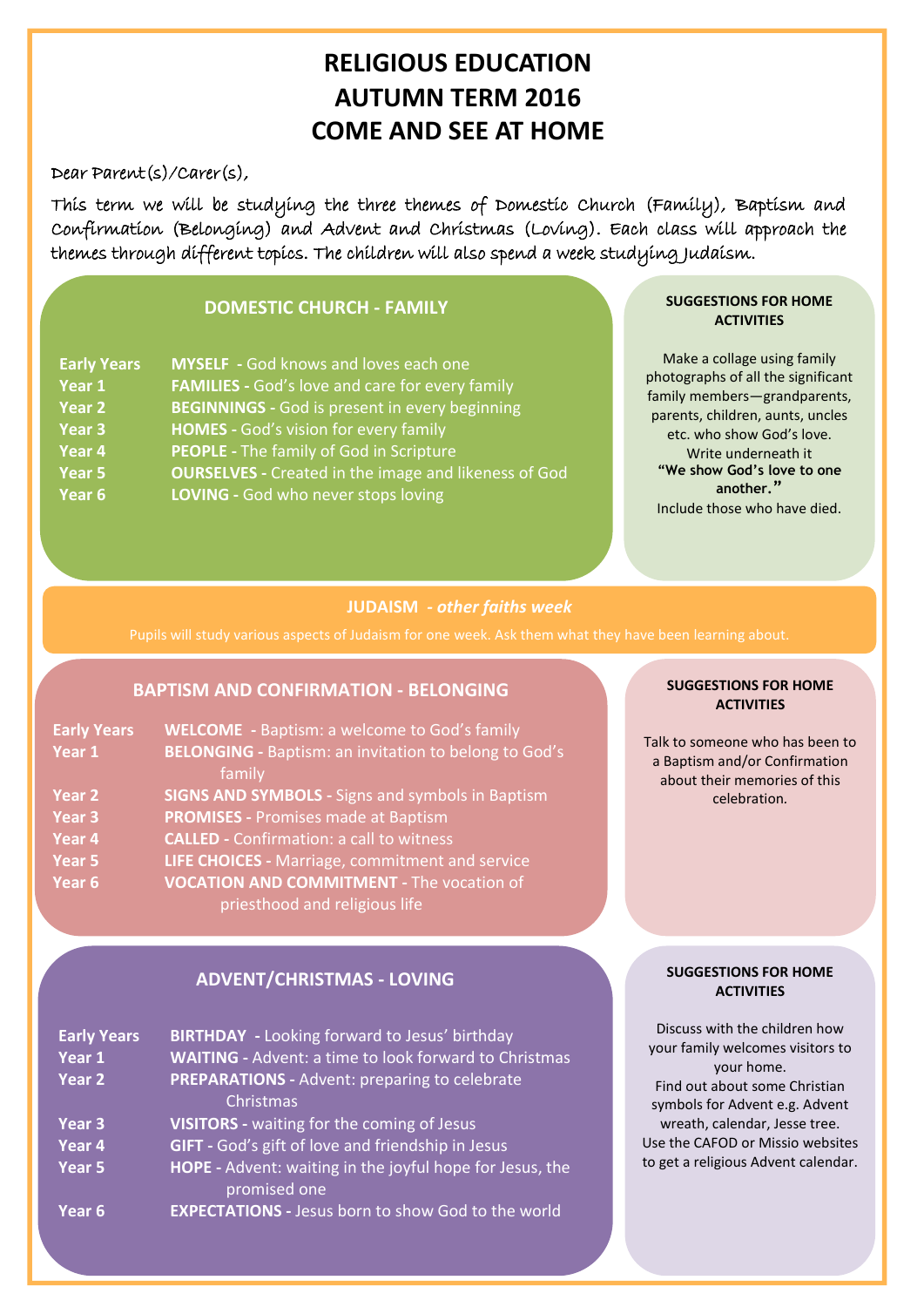# RELIGIOUS EDUCATION
# AUTUMN TERM 2016
# COME AND SEE AT HOME

Dear Parent(s)/Carer(s),

This term we will be studying the three themes of Domestic Church (Family), Baptism and Confirmation (Belonging) and Advent and Christmas (Loving). Each class will approach the themes through different topics. The children will also spend a week studying Judaism.

## DOMESTIC CHURCH - FAMILY

| | |
|---|---|
| **Early Years** | **MYSELF** - God knows and loves each one |
| **Year 1** | **FAMILIES** - God's love and care for every family |
| **Year 2** | **BEGINNINGS** - God is present in every beginning |
| **Year 3** | **HOMES** - God's vision for every family |
| **Year 4** | **PEOPLE** - The family of God in Scripture |
| **Year 5** | **OURSELVES** - Created in the image and likeness of God |
| **Year 6** | **LOVING** - God who never stops loving |

### SUGGESTIONS FOR HOME ACTIVITIES

Make a collage using family photographs of all the significant family members—grandparents, parents, children, aunts, uncles etc. who show God's love.
Write underneath it
**"We show God's love to one another."**
Include those who have died.

## JUDAISM - *other faiths week*

Pupils will study various aspects of Judaism for one week. Ask them what they have been learning about.

## BAPTISM AND CONFIRMATION - BELONGING

| | |
|---|---|
| **Early Years** | **WELCOME** - Baptism: a welcome to God's family |
| **Year 1** | **BELONGING** - Baptism: an invitation to belong to God's family |
| **Year 2** | **SIGNS AND SYMBOLS** - Signs and symbols in Baptism |
| **Year 3** | **PROMISES** - Promises made at Baptism |
| **Year 4** | **CALLED** - Confirmation: a call to witness |
| **Year 5** | **LIFE CHOICES** - Marriage, commitment and service |
| **Year 6** | **VOCATION AND COMMITMENT** - The vocation of priesthood and religious life |

### SUGGESTIONS FOR HOME ACTIVITIES

Talk to someone who has been to a Baptism and/or Confirmation about their memories of this celebration.

## ADVENT/CHRISTMAS - LOVING

| | |
|---|---|
| **Early Years** | **BIRTHDAY** - Looking forward to Jesus' birthday |
| **Year 1** | **WAITING** - Advent: a time to look forward to Christmas |
| **Year 2** | **PREPARATIONS** - Advent: preparing to celebrate Christmas |
| **Year 3** | **VISITORS** - waiting for the coming of Jesus |
| **Year 4** | **GIFT** - God's gift of love and friendship in Jesus |
| **Year 5** | **HOPE** - Advent: waiting in the joyful hope for Jesus, the promised one |
| **Year 6** | **EXPECTATIONS** - Jesus born to show God to the world |

### SUGGESTIONS FOR HOME ACTIVITIES

Discuss with the children how your family welcomes visitors to your home.
Find out about some Christian symbols for Advent e.g. Advent wreath, calendar, Jesse tree.
Use the CAFOD or Missio websites to get a religious Advent calendar.